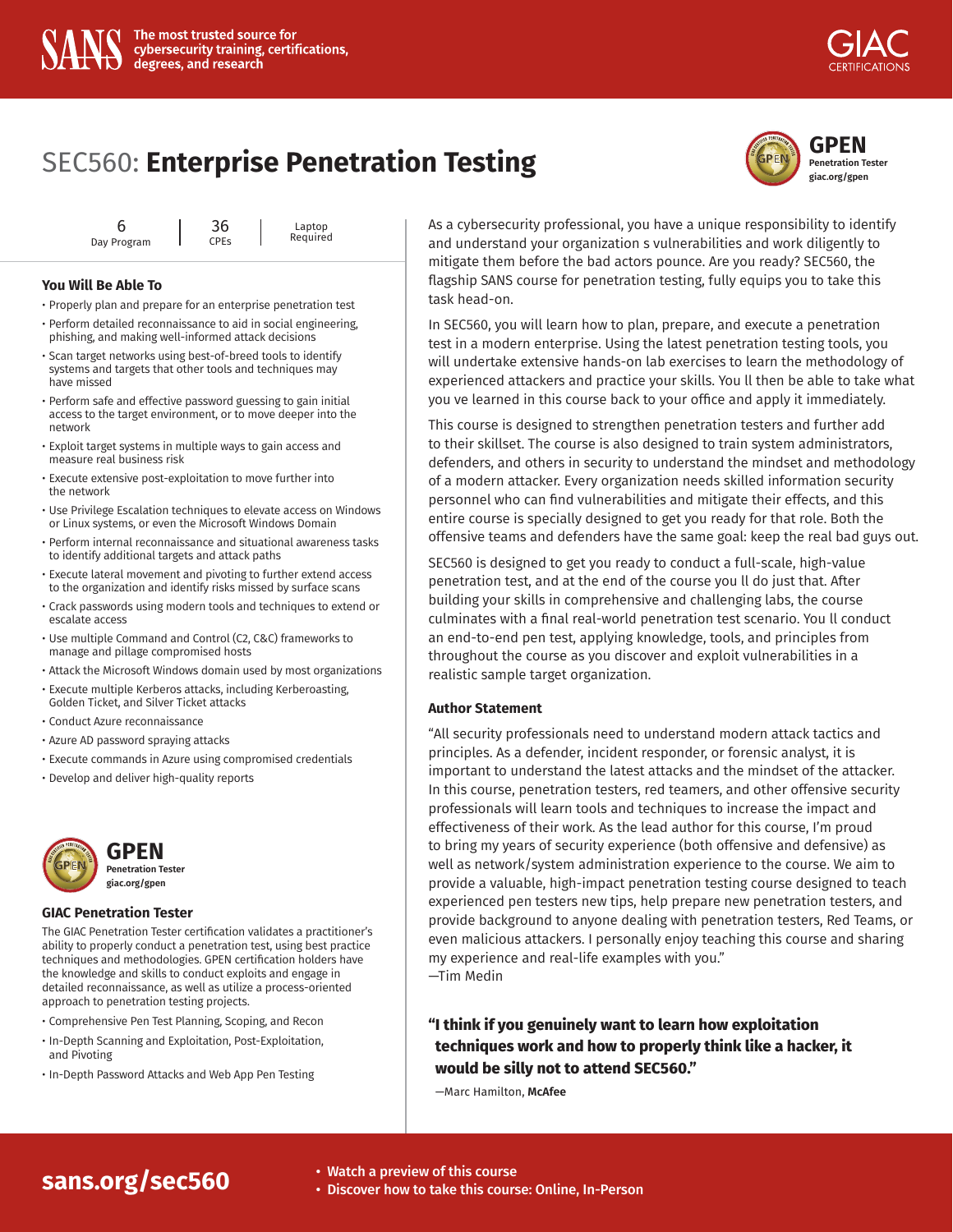SANS — The most trusted source for cybersecurity training, certifications, degrees, and research

GIAC CERTIFICATIONS

# SEC560: **Enterprise Penetration Testing**

**GPEN** Penetration Tester giac.org/gpen

6 Day Program | 36 CPEs | Laptop Required

### You Will Be Able To

- Properly plan and prepare for an enterprise penetration test
- Perform detailed reconnaissance to aid in social engineering, phishing, and making well-informed attack decisions
- Scan target networks using best-of-breed tools to identify systems and targets that other tools and techniques may have missed
- Perform safe and effective password guessing to gain initial access to the target environment, or to move deeper into the network
- Exploit target systems in multiple ways to gain access and measure real business risk
- Execute extensive post-exploitation to move further into the network
- Use Privilege Escalation techniques to elevate access on Windows or Linux systems, or even the Microsoft Windows Domain
- Perform internal reconnaissance and situational awareness tasks to identify additional targets and attack paths
- Execute lateral movement and pivoting to further extend access to the organization and identify risks missed by surface scans
- Crack passwords using modern tools and techniques to extend or escalate access
- Use multiple Command and Control (C2, C&C) frameworks to manage and pillage compromised hosts
- Attack the Microsoft Windows domain used by most organizations
- Execute multiple Kerberos attacks, including Kerberoasting, Golden Ticket, and Silver Ticket attacks
- Conduct Azure reconnaissance
- Azure AD password spraying attacks
- Execute commands in Azure using compromised credentials
- Develop and deliver high-quality reports

**GPEN** Penetration Tester giac.org/gpen

### GIAC Penetration Tester

The GIAC Penetration Tester certification validates a practitioner's ability to properly conduct a penetration test, using best practice techniques and methodologies. GPEN certification holders have the knowledge and skills to conduct exploits and engage in detailed reconnaissance, as well as utilize a process-oriented approach to penetration testing projects.

- Comprehensive Pen Test Planning, Scoping, and Recon
- In-Depth Scanning and Exploitation, Post-Exploitation, and Pivoting
- In-Depth Password Attacks and Web App Pen Testing

As a cybersecurity professional, you have a unique responsibility to identify and understand your organization s vulnerabilities and work diligently to mitigate them before the bad actors pounce. Are you ready? SEC560, the flagship SANS course for penetration testing, fully equips you to take this task head-on.

In SEC560, you will learn how to plan, prepare, and execute a penetration test in a modern enterprise. Using the latest penetration testing tools, you will undertake extensive hands-on lab exercises to learn the methodology of experienced attackers and practice your skills. You ll then be able to take what you ve learned in this course back to your office and apply it immediately.

This course is designed to strengthen penetration testers and further add to their skillset. The course is also designed to train system administrators, defenders, and others in security to understand the mindset and methodology of a modern attacker. Every organization needs skilled information security personnel who can find vulnerabilities and mitigate their effects, and this entire course is specially designed to get you ready for that role. Both the offensive teams and defenders have the same goal: keep the real bad guys out.

SEC560 is designed to get you ready to conduct a full-scale, high-value penetration test, and at the end of the course you ll do just that. After building your skills in comprehensive and challenging labs, the course culminates with a final real-world penetration test scenario. You ll conduct an end-to-end pen test, applying knowledge, tools, and principles from throughout the course as you discover and exploit vulnerabilities in a realistic sample target organization.

### Author Statement

"All security professionals need to understand modern attack tactics and principles. As a defender, incident responder, or forensic analyst, it is important to understand the latest attacks and the mindset of the attacker. In this course, penetration testers, red teamers, and other offensive security professionals will learn tools and techniques to increase the impact and effectiveness of their work. As the lead author for this course, I'm proud to bring my years of security experience (both offensive and defensive) as well as network/system administration experience to the course. We aim to provide a valuable, high-impact penetration testing course designed to teach experienced pen testers new tips, help prepare new penetration testers, and provide background to anyone dealing with penetration testers, Red Teams, or even malicious attackers. I personally enjoy teaching this course and sharing my experience and real-life examples with you."
—Tim Medin

**"I think if you genuinely want to learn how exploitation techniques work and how to properly think like a hacker, it would be silly not to attend SEC560."**

—Marc Hamilton, **McAfee**

**sans.org/sec560**

- **Watch a preview of this course**
- **Discover how to take this course: Online, In-Person**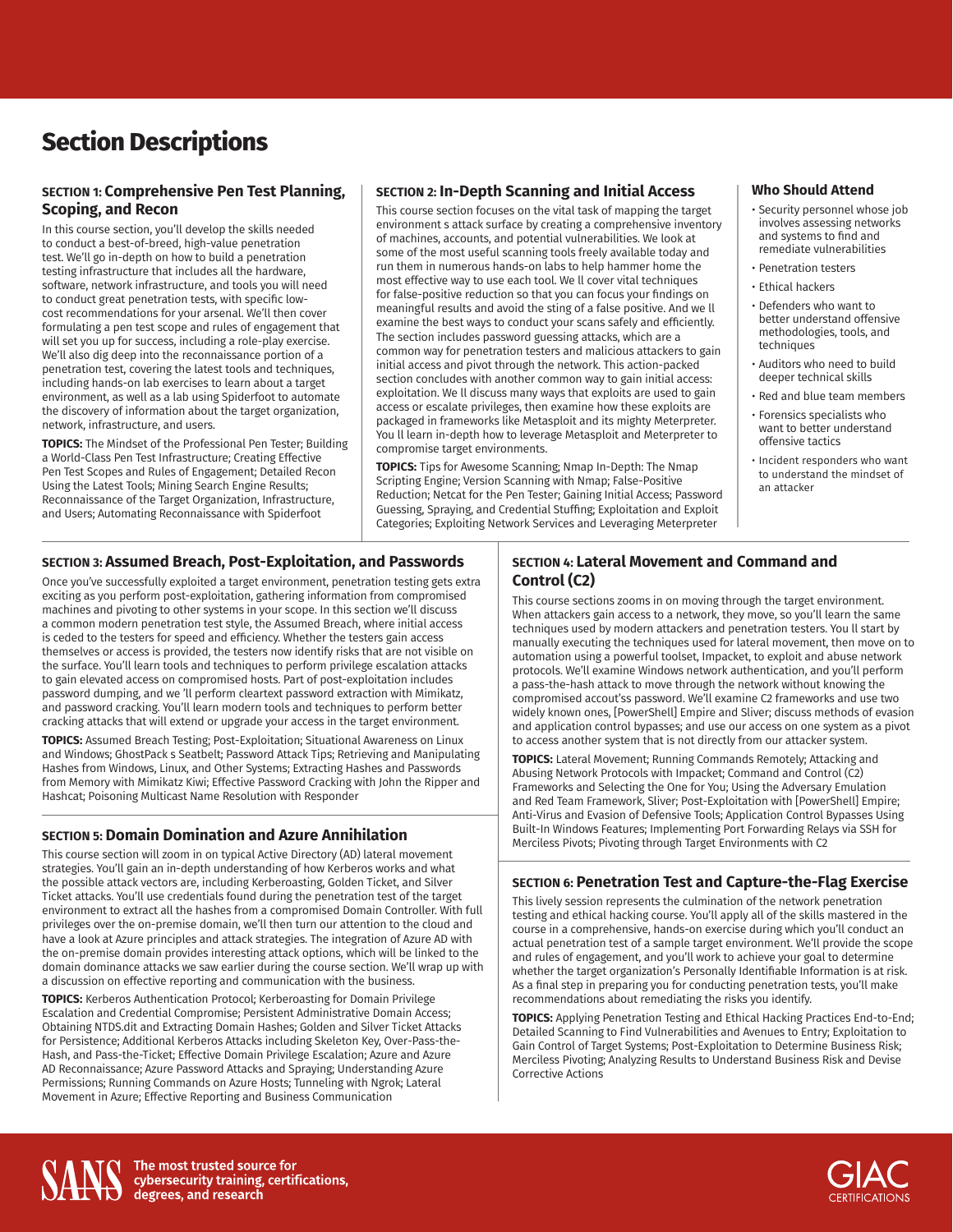# Section Descriptions

## SECTION 1: Comprehensive Pen Test Planning, Scoping, and Recon

In this course section, you'll develop the skills needed to conduct a best-of-breed, high-value penetration test. We'll go in-depth on how to build a penetration testing infrastructure that includes all the hardware, software, network infrastructure, and tools you will need to conduct great penetration tests, with specific low-cost recommendations for your arsenal. We'll then cover formulating a pen test scope and rules of engagement that will set you up for success, including a role-play exercise. We'll also dig deep into the reconnaissance portion of a penetration test, covering the latest tools and techniques, including hands-on lab exercises to learn about a target environment, as well as a lab using Spiderfoot to automate the discovery of information about the target organization, network, infrastructure, and users.

**TOPICS:** The Mindset of the Professional Pen Tester; Building a World-Class Pen Test Infrastructure; Creating Effective Pen Test Scopes and Rules of Engagement; Detailed Recon Using the Latest Tools; Mining Search Engine Results; Reconnaissance of the Target Organization, Infrastructure, and Users; Automating Reconnaissance with Spiderfoot

## SECTION 2: In-Depth Scanning and Initial Access

This course section focuses on the vital task of mapping the target environment s attack surface by creating a comprehensive inventory of machines, accounts, and potential vulnerabilities. We look at some of the most useful scanning tools freely available today and run them in numerous hands-on labs to help hammer home the most effective way to use each tool. We ll cover vital techniques for false-positive reduction so that you can focus your findings on meaningful results and avoid the sting of a false positive. And we ll examine the best ways to conduct your scans safely and efficiently. The section includes password guessing attacks, which are a common way for penetration testers and malicious attackers to gain initial access and pivot through the network. This action-packed section concludes with another common way to gain initial access: exploitation. We ll discuss many ways that exploits are used to gain access or escalate privileges, then examine how these exploits are packaged in frameworks like Metasploit and its mighty Meterpreter. You ll learn in-depth how to leverage Metasploit and Meterpreter to compromise target environments.

**TOPICS:** Tips for Awesome Scanning; Nmap In-Depth: The Nmap Scripting Engine; Version Scanning with Nmap; False-Positive Reduction; Netcat for the Pen Tester; Gaining Initial Access; Password Guessing, Spraying, and Credential Stuffing; Exploitation and Exploit Categories; Exploiting Network Services and Leveraging Meterpreter

## Who Should Attend

- Security personnel whose job involves assessing networks and systems to find and remediate vulnerabilities
- Penetration testers
- Ethical hackers
- Defenders who want to better understand offensive methodologies, tools, and techniques
- Auditors who need to build deeper technical skills
- Red and blue team members
- Forensics specialists who want to better understand offensive tactics
- Incident responders who want to understand the mindset of an attacker

## SECTION 3: Assumed Breach, Post-Exploitation, and Passwords

Once you've successfully exploited a target environment, penetration testing gets extra exciting as you perform post-exploitation, gathering information from compromised machines and pivoting to other systems in your scope. In this section we'll discuss a common modern penetration test style, the Assumed Breach, where initial access is ceded to the testers for speed and efficiency. Whether the testers gain access themselves or access is provided, the testers now identify risks that are not visible on the surface. You'll learn tools and techniques to perform privilege escalation attacks to gain elevated access on compromised hosts. Part of post-exploitation includes password dumping, and we 'll perform cleartext password extraction with Mimikatz, and password cracking. You'll learn modern tools and techniques to perform better cracking attacks that will extend or upgrade your access in the target environment.

**TOPICS:** Assumed Breach Testing; Post-Exploitation; Situational Awareness on Linux and Windows; GhostPack s Seatbelt; Password Attack Tips; Retrieving and Manipulating Hashes from Windows, Linux, and Other Systems; Extracting Hashes and Passwords from Memory with Mimikatz Kiwi; Effective Password Cracking with John the Ripper and Hashcat; Poisoning Multicast Name Resolution with Responder

## SECTION 4: Lateral Movement and Command and Control (C2)

This course sections zooms in on moving through the target environment. When attackers gain access to a network, they move, so you'll learn the same techniques used by modern attackers and penetration testers. You ll start by manually executing the techniques used for lateral movement, then move on to automation using a powerful toolset, Impacket, to exploit and abuse network protocols. We'll examine Windows network authentication, and you'll perform a pass-the-hash attack to move through the network without knowing the compromised accout'ss password. We'll examine C2 frameworks and use two widely known ones, [PowerShell] Empire and Sliver; discuss methods of evasion and application control bypasses; and use our access on one system as a pivot to access another system that is not directly from our attacker system.

**TOPICS:** Lateral Movement; Running Commands Remotely; Attacking and Abusing Network Protocols with Impacket; Command and Control (C2) Frameworks and Selecting the One for You; Using the Adversary Emulation and Red Team Framework, Sliver; Post-Exploitation with [PowerShell] Empire; Anti-Virus and Evasion of Defensive Tools; Application Control Bypasses Using Built-In Windows Features; Implementing Port Forwarding Relays via SSH for Merciless Pivots; Pivoting through Target Environments with C2

## SECTION 5: Domain Domination and Azure Annihilation

This course section will zoom in on typical Active Directory (AD) lateral movement strategies. You'll gain an in-depth understanding of how Kerberos works and what the possible attack vectors are, including Kerberoasting, Golden Ticket, and Silver Ticket attacks. You'll use credentials found during the penetration test of the target environment to extract all the hashes from a compromised Domain Controller. With full privileges over the on-premise domain, we'll then turn our attention to the cloud and have a look at Azure principles and attack strategies. The integration of Azure AD with the on-premise domain provides interesting attack options, which will be linked to the domain dominance attacks we saw earlier during the course section. We'll wrap up with a discussion on effective reporting and communication with the business.

**TOPICS:** Kerberos Authentication Protocol; Kerberoasting for Domain Privilege Escalation and Credential Compromise; Persistent Administrative Domain Access; Obtaining NTDS.dit and Extracting Domain Hashes; Golden and Silver Ticket Attacks for Persistence; Additional Kerberos Attacks including Skeleton Key, Over-Pass-the-Hash, and Pass-the-Ticket; Effective Domain Privilege Escalation; Azure and Azure AD Reconnaissance; Azure Password Attacks and Spraying; Understanding Azure Permissions; Running Commands on Azure Hosts; Tunneling with Ngrok; Lateral Movement in Azure; Effective Reporting and Business Communication

## SECTION 6: Penetration Test and Capture-the-Flag Exercise

This lively session represents the culmination of the network penetration testing and ethical hacking course. You'll apply all of the skills mastered in the course in a comprehensive, hands-on exercise during which you'll conduct an actual penetration test of a sample target environment. We'll provide the scope and rules of engagement, and you'll work to achieve your goal to determine whether the target organization's Personally Identifiable Information is at risk. As a final step in preparing you for conducting penetration tests, you'll make recommendations about remediating the risks you identify.

**TOPICS:** Applying Penetration Testing and Ethical Hacking Practices End-to-End; Detailed Scanning to Find Vulnerabilities and Avenues to Entry; Exploitation to Gain Control of Target Systems; Post-Exploitation to Determine Business Risk; Merciless Pivoting; Analyzing Results to Understand Business Risk and Devise Corrective Actions

SANS — The most trusted source for cybersecurity training, certifications, degrees, and research

GIAC CERTIFICATIONS